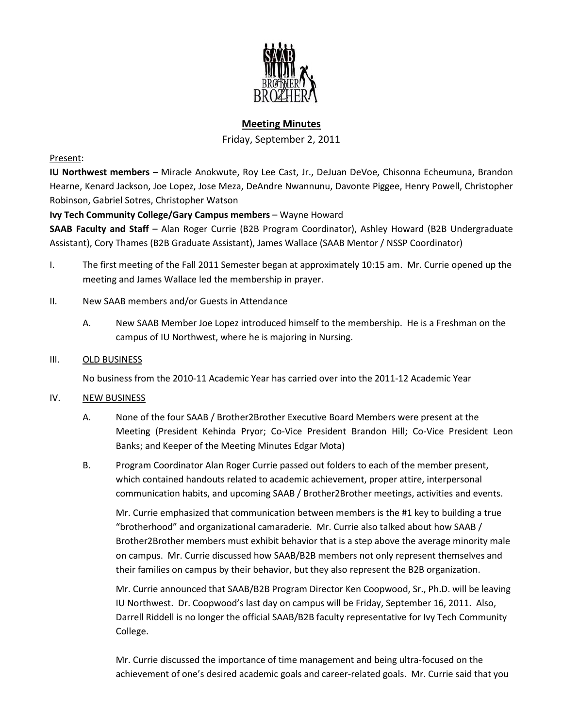# Meeting Minutes

Friday, September 2, 2011

Present:

**IU Northwest members** – Miracle Anokwute, Roy Lee Cast, Jr., DeJuan DeVoe, Chisonna Echeumuna, Brandon Hearne, Kenard Jackson, Joe Lopez, Jose Meza, DeAndre Nwannunu, Davonte Piggee, Henry Powell, Christopher Robinson, Gabriel Sotres, Christopher Watson

**Ivy Tech Community College/Gary Campus members** – Wayne Howard

**SAAB Faculty and Staff** – Alan Roger Currie (B2B Program Coordinator), Ashley Howard (B2B Undergraduate Assistant), Cory Thames (B2B Graduate Assistant), James Wallace (SAAB Mentor / NSSP Coordinator)

I. The first meeting of the Fall 2011 Semester began at approximately 10:15 am. Mr. Currie opened up the meeting and James Wallace led the membership in prayer.

II. New SAAB members and/or Guests in Attendance

   A. New SAAB Member Joe Lopez introduced himself to the membership. He is a Freshman on the campus of IU Northwest, where he is majoring in Nursing.

III. OLD BUSINESS

No business from the 2010-11 Academic Year has carried over into the 2011-12 Academic Year

IV. NEW BUSINESS

   A. None of the four SAAB / Brother2Brother Executive Board Members were present at the Meeting (President Kehinda Pryor; Co-Vice President Brandon Hill; Co-Vice President Leon Banks; and Keeper of the Meeting Minutes Edgar Mota)

   B. Program Coordinator Alan Roger Currie passed out folders to each of the member present, which contained handouts related to academic achievement, proper attire, interpersonal communication habits, and upcoming SAAB / Brother2Brother meetings, activities and events.

   Mr. Currie emphasized that communication between members is the #1 key to building a true "brotherhood" and organizational camaraderie. Mr. Currie also talked about how SAAB / Brother2Brother members must exhibit behavior that is a step above the average minority male on campus. Mr. Currie discussed how SAAB/B2B members not only represent themselves and their families on campus by their behavior, but they also represent the B2B organization.

   Mr. Currie announced that SAAB/B2B Program Director Ken Coopwood, Sr., Ph.D. will be leaving IU Northwest. Dr. Coopwood's last day on campus will be Friday, September 16, 2011. Also, Darrell Riddell is no longer the official SAAB/B2B faculty representative for Ivy Tech Community College.

   Mr. Currie discussed the importance of time management and being ultra-focused on the achievement of one's desired academic goals and career-related goals. Mr. Currie said that you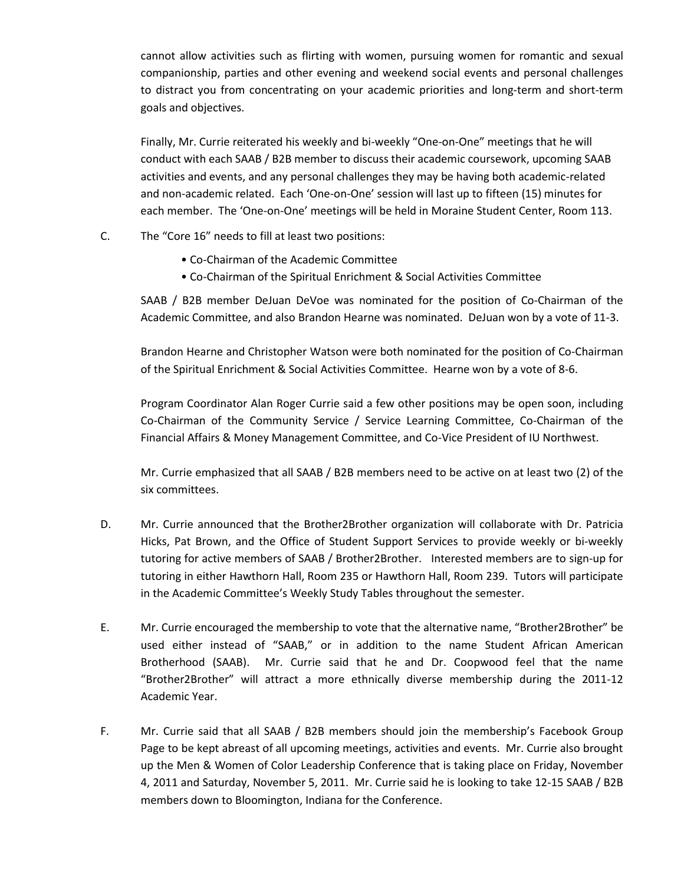cannot allow activities such as flirting with women, pursuing women for romantic and sexual companionship, parties and other evening and weekend social events and personal challenges to distract you from concentrating on your academic priorities and long-term and short-term goals and objectives.

Finally, Mr. Currie reiterated his weekly and bi-weekly "One-on-One" meetings that he will conduct with each SAAB / B2B member to discuss their academic coursework, upcoming SAAB activities and events, and any personal challenges they may be having both academic-related and non-academic related. Each 'One-on-One' session will last up to fifteen (15) minutes for each member. The 'One-on-One' meetings will be held in Moraine Student Center, Room 113.

C. The "Core 16" needs to fill at least two positions:

- Co-Chairman of the Academic Committee
- Co-Chairman of the Spiritual Enrichment & Social Activities Committee

SAAB / B2B member DeJuan DeVoe was nominated for the position of Co-Chairman of the Academic Committee, and also Brandon Hearne was nominated. DeJuan won by a vote of 11-3.

Brandon Hearne and Christopher Watson were both nominated for the position of Co-Chairman of the Spiritual Enrichment & Social Activities Committee. Hearne won by a vote of 8-6.

Program Coordinator Alan Roger Currie said a few other positions may be open soon, including Co-Chairman of the Community Service / Service Learning Committee, Co-Chairman of the Financial Affairs & Money Management Committee, and Co-Vice President of IU Northwest.

Mr. Currie emphasized that all SAAB / B2B members need to be active on at least two (2) of the six committees.

D. Mr. Currie announced that the Brother2Brother organization will collaborate with Dr. Patricia Hicks, Pat Brown, and the Office of Student Support Services to provide weekly or bi-weekly tutoring for active members of SAAB / Brother2Brother. Interested members are to sign-up for tutoring in either Hawthorn Hall, Room 235 or Hawthorn Hall, Room 239. Tutors will participate in the Academic Committee's Weekly Study Tables throughout the semester.

E. Mr. Currie encouraged the membership to vote that the alternative name, "Brother2Brother" be used either instead of "SAAB," or in addition to the name Student African American Brotherhood (SAAB). Mr. Currie said that he and Dr. Coopwood feel that the name "Brother2Brother" will attract a more ethnically diverse membership during the 2011-12 Academic Year.

F. Mr. Currie said that all SAAB / B2B members should join the membership's Facebook Group Page to be kept abreast of all upcoming meetings, activities and events. Mr. Currie also brought up the Men & Women of Color Leadership Conference that is taking place on Friday, November 4, 2011 and Saturday, November 5, 2011. Mr. Currie said he is looking to take 12-15 SAAB / B2B members down to Bloomington, Indiana for the Conference.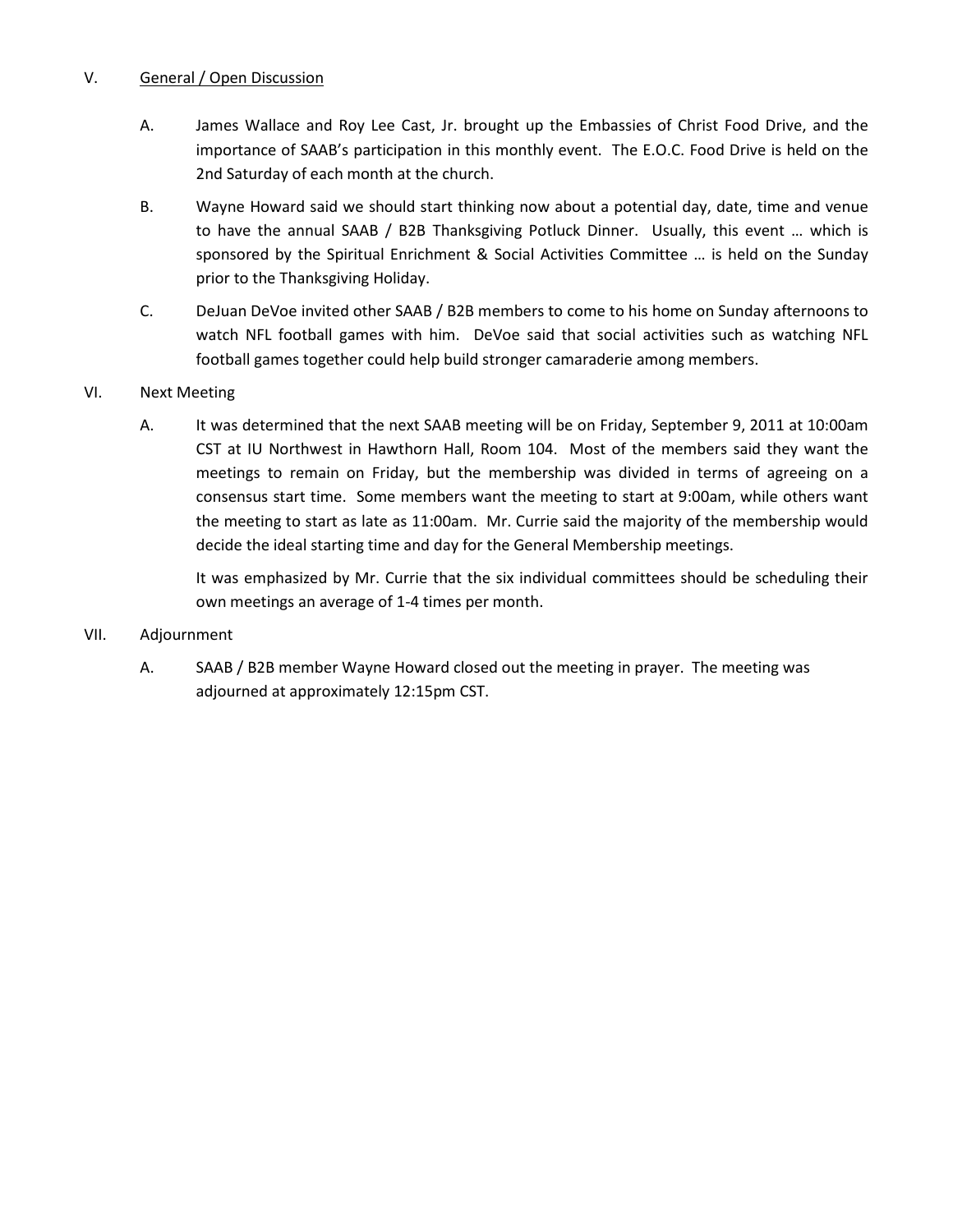V. <u>General / Open Discussion</u>

A. James Wallace and Roy Lee Cast, Jr. brought up the Embassies of Christ Food Drive, and the importance of SAAB's participation in this monthly event. The E.O.C. Food Drive is held on the 2nd Saturday of each month at the church.

B. Wayne Howard said we should start thinking now about a potential day, date, time and venue to have the annual SAAB / B2B Thanksgiving Potluck Dinner. Usually, this event … which is sponsored by the Spiritual Enrichment & Social Activities Committee … is held on the Sunday prior to the Thanksgiving Holiday.

C. DeJuan DeVoe invited other SAAB / B2B members to come to his home on Sunday afternoons to watch NFL football games with him. DeVoe said that social activities such as watching NFL football games together could help build stronger camaraderie among members.

VI. Next Meeting

A. It was determined that the next SAAB meeting will be on Friday, September 9, 2011 at 10:00am CST at IU Northwest in Hawthorn Hall, Room 104. Most of the members said they want the meetings to remain on Friday, but the membership was divided in terms of agreeing on a consensus start time. Some members want the meeting to start at 9:00am, while others want the meeting to start as late as 11:00am. Mr. Currie said the majority of the membership would decide the ideal starting time and day for the General Membership meetings.

It was emphasized by Mr. Currie that the six individual committees should be scheduling their own meetings an average of 1-4 times per month.

VII. Adjournment

A. SAAB / B2B member Wayne Howard closed out the meeting in prayer. The meeting was adjourned at approximately 12:15pm CST.